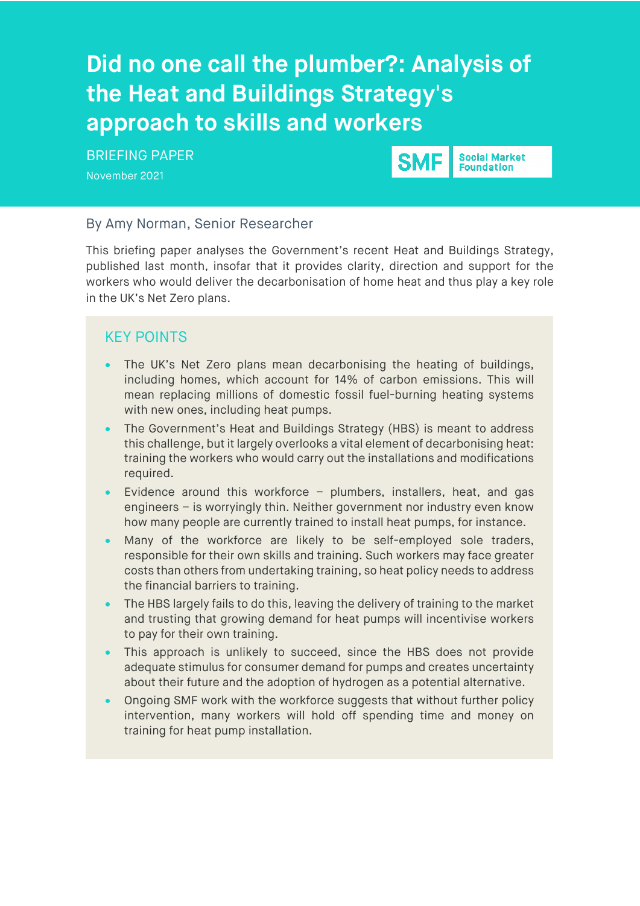# Did no one call the plumber?: Analysis of the Heat and Buildings Strategy's approach to skills and workers

BRIEFING PAPER

November 2021

SMF Social Market Foundation

By Amy Norman, Senior Researcher

This briefing paper analyses the Government's recent Heat and Buildings Strategy, published last month, insofar that it provides clarity, direction and support for the workers who would deliver the decarbonisation of home heat and thus play a key role in the UK's Net Zero plans.

## KEY POINTS

- The UK's Net Zero plans mean decarbonising the heating of buildings, including homes, which account for 14% of carbon emissions. This will mean replacing millions of domestic fossil fuel-burning heating systems with new ones, including heat pumps.
- The Government's Heat and Buildings Strategy (HBS) is meant to address this challenge, but it largely overlooks a vital element of decarbonising heat: training the workers who would carry out the installations and modifications required.
- Evidence around this workforce – plumbers, installers, heat, and gas engineers – is worryingly thin. Neither government nor industry even know how many people are currently trained to install heat pumps, for instance.
- Many of the workforce are likely to be self-employed sole traders, responsible for their own skills and training. Such workers may face greater costs than others from undertaking training, so heat policy needs to address the financial barriers to training.
- The HBS largely fails to do this, leaving the delivery of training to the market and trusting that growing demand for heat pumps will incentivise workers to pay for their own training.
- This approach is unlikely to succeed, since the HBS does not provide adequate stimulus for consumer demand for pumps and creates uncertainty about their future and the adoption of hydrogen as a potential alternative.
- Ongoing SMF work with the workforce suggests that without further policy intervention, many workers will hold off spending time and money on training for heat pump installation.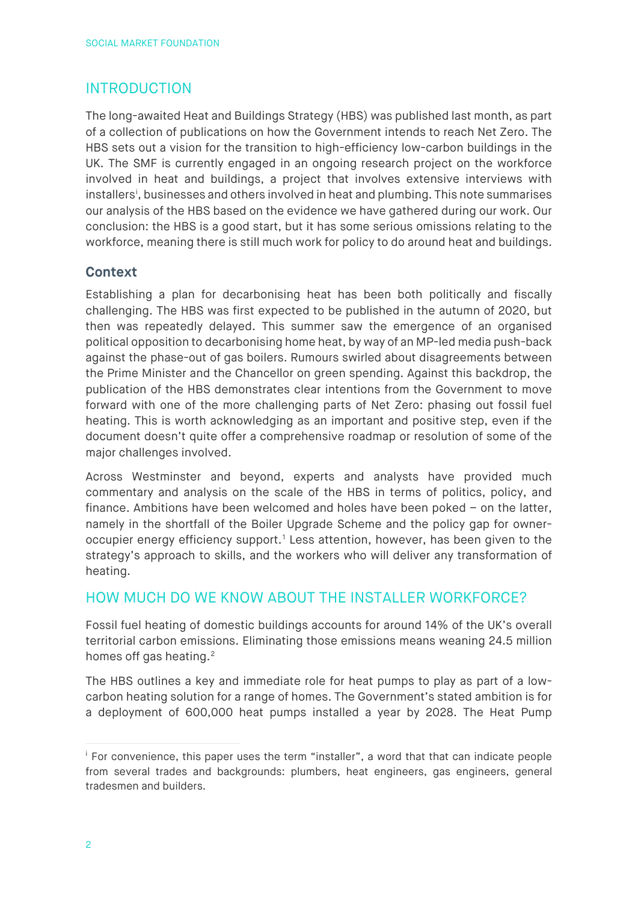## INTRODUCTION

The long-awaited Heat and Buildings Strategy (HBS) was published last month, as part of a collection of publications on how the Government intends to reach Net Zero. The HBS sets out a vision for the transition to high-efficiency low-carbon buildings in the UK. The SMF is currently engaged in an ongoing research project on the workforce involved in heat and buildings, a project that involves extensive interviews with installers[i], businesses and others involved in heat and plumbing. This note summarises our analysis of the HBS based on the evidence we have gathered during our work. Our conclusion: the HBS is a good start, but it has some serious omissions relating to the workforce, meaning there is still much work for policy to do around heat and buildings.

### Context

Establishing a plan for decarbonising heat has been both politically and fiscally challenging. The HBS was first expected to be published in the autumn of 2020, but then was repeatedly delayed. This summer saw the emergence of an organised political opposition to decarbonising home heat, by way of an MP-led media push-back against the phase-out of gas boilers. Rumours swirled about disagreements between the Prime Minister and the Chancellor on green spending. Against this backdrop, the publication of the HBS demonstrates clear intentions from the Government to move forward with one of the more challenging parts of Net Zero: phasing out fossil fuel heating. This is worth acknowledging as an important and positive step, even if the document doesn't quite offer a comprehensive roadmap or resolution of some of the major challenges involved.

Across Westminster and beyond, experts and analysts have provided much commentary and analysis on the scale of the HBS in terms of politics, policy, and finance. Ambitions have been welcomed and holes have been poked – on the latter, namely in the shortfall of the Boiler Upgrade Scheme and the policy gap for owner-occupier energy efficiency support.[1] Less attention, however, has been given to the strategy's approach to skills, and the workers who will deliver any transformation of heating.

## HOW MUCH DO WE KNOW ABOUT THE INSTALLER WORKFORCE?

Fossil fuel heating of domestic buildings accounts for around 14% of the UK's overall territorial carbon emissions. Eliminating those emissions means weaning 24.5 million homes off gas heating.[2]

The HBS outlines a key and immediate role for heat pumps to play as part of a low-carbon heating solution for a range of homes. The Government's stated ambition is for a deployment of 600,000 heat pumps installed a year by 2028. The Heat Pump

[i] For convenience, this paper uses the term "installer", a word that that can indicate people from several trades and backgrounds: plumbers, heat engineers, gas engineers, general tradesmen and builders.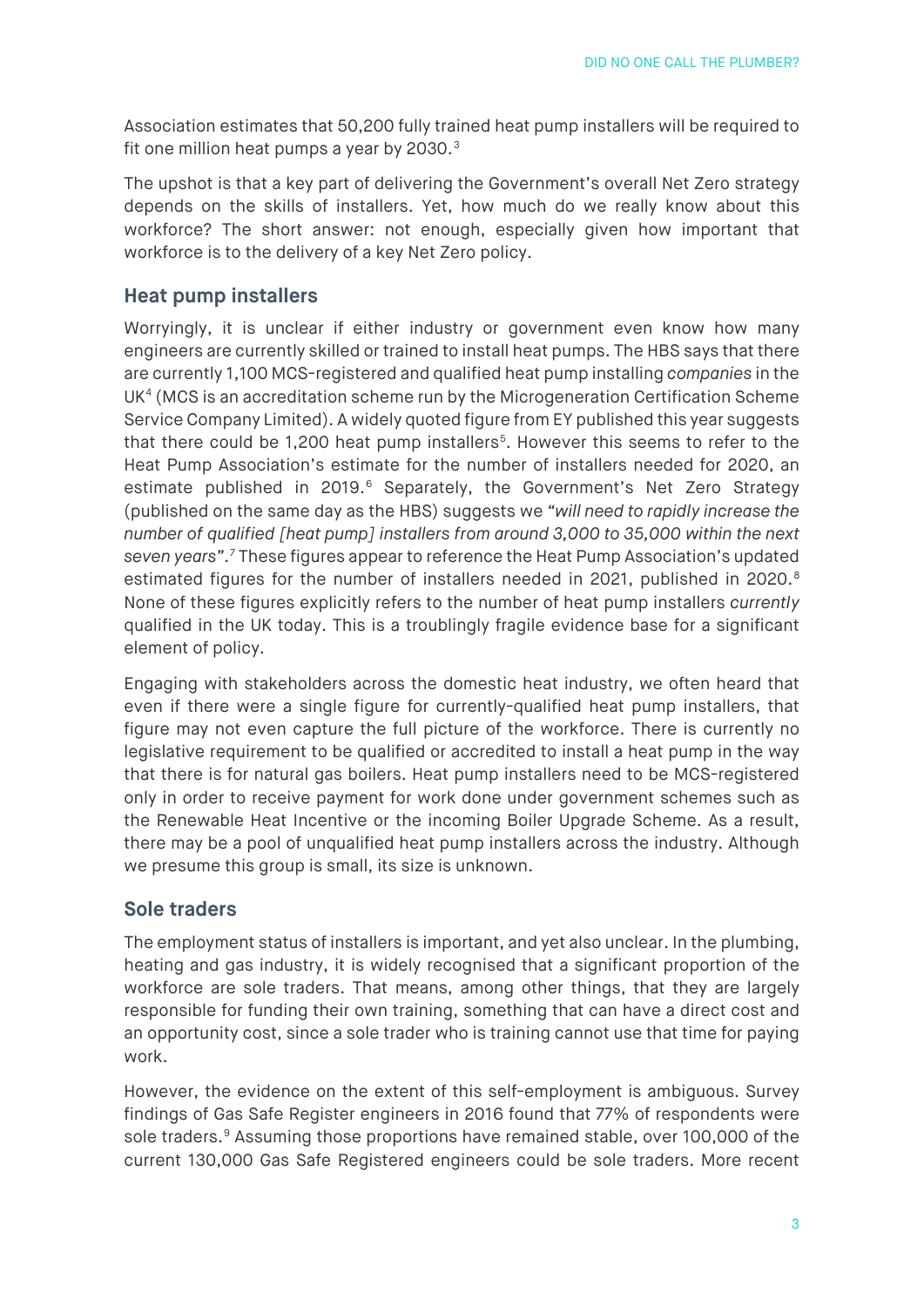Association estimates that 50,200 fully trained heat pump installers will be required to fit one million heat pumps a year by 2030.[3]

The upshot is that a key part of delivering the Government's overall Net Zero strategy depends on the skills of installers. Yet, how much do we really know about this workforce? The short answer: not enough, especially given how important that workforce is to the delivery of a key Net Zero policy.

## Heat pump installers

Worryingly, it is unclear if either industry or government even know how many engineers are currently skilled or trained to install heat pumps. The HBS says that there are currently 1,100 MCS-registered and qualified heat pump installing *companies* in the UK[4] (MCS is an accreditation scheme run by the Microgeneration Certification Scheme Service Company Limited). A widely quoted figure from EY published this year suggests that there could be 1,200 heat pump installers[5]. However this seems to refer to the Heat Pump Association's estimate for the number of installers needed for 2020, an estimate published in 2019.[6] Separately, the Government's Net Zero Strategy (published on the same day as the HBS) suggests we *"will need to rapidly increase the number of qualified [heat pump] installers from around 3,000 to 35,000 within the next seven years"*.[7] These figures appear to reference the Heat Pump Association's updated estimated figures for the number of installers needed in 2021, published in 2020.[8] None of these figures explicitly refers to the number of heat pump installers *currently* qualified in the UK today. This is a troublingly fragile evidence base for a significant element of policy.

Engaging with stakeholders across the domestic heat industry, we often heard that even if there were a single figure for currently-qualified heat pump installers, that figure may not even capture the full picture of the workforce. There is currently no legislative requirement to be qualified or accredited to install a heat pump in the way that there is for natural gas boilers. Heat pump installers need to be MCS-registered only in order to receive payment for work done under government schemes such as the Renewable Heat Incentive or the incoming Boiler Upgrade Scheme. As a result, there may be a pool of unqualified heat pump installers across the industry. Although we presume this group is small, its size is unknown.

## Sole traders

The employment status of installers is important, and yet also unclear. In the plumbing, heating and gas industry, it is widely recognised that a significant proportion of the workforce are sole traders. That means, among other things, that they are largely responsible for funding their own training, something that can have a direct cost and an opportunity cost, since a sole trader who is training cannot use that time for paying work.

However, the evidence on the extent of this self-employment is ambiguous. Survey findings of Gas Safe Register engineers in 2016 found that 77% of respondents were sole traders.[9] Assuming those proportions have remained stable, over 100,000 of the current 130,000 Gas Safe Registered engineers could be sole traders. More recent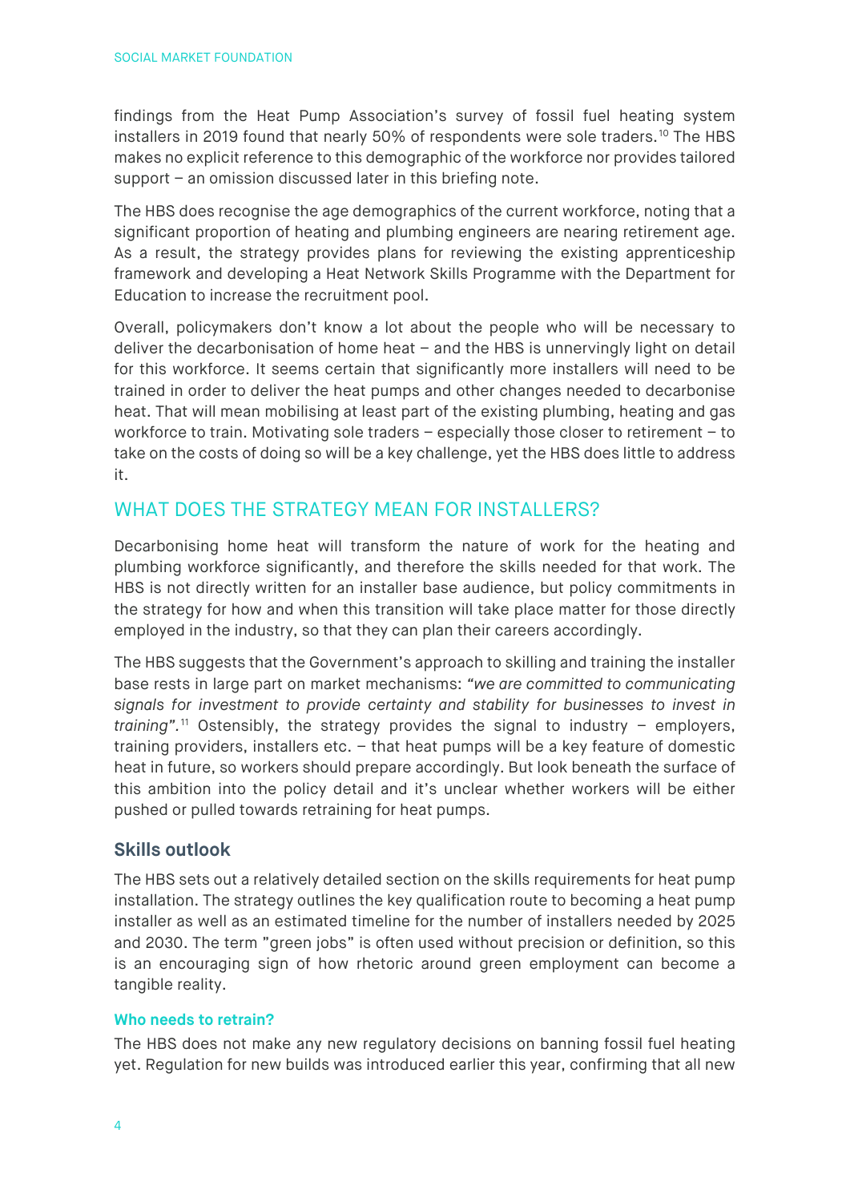findings from the Heat Pump Association's survey of fossil fuel heating system installers in 2019 found that nearly 50% of respondents were sole traders.[10] The HBS makes no explicit reference to this demographic of the workforce nor provides tailored support – an omission discussed later in this briefing note.

The HBS does recognise the age demographics of the current workforce, noting that a significant proportion of heating and plumbing engineers are nearing retirement age. As a result, the strategy provides plans for reviewing the existing apprenticeship framework and developing a Heat Network Skills Programme with the Department for Education to increase the recruitment pool.

Overall, policymakers don't know a lot about the people who will be necessary to deliver the decarbonisation of home heat – and the HBS is unnervingly light on detail for this workforce. It seems certain that significantly more installers will need to be trained in order to deliver the heat pumps and other changes needed to decarbonise heat. That will mean mobilising at least part of the existing plumbing, heating and gas workforce to train. Motivating sole traders – especially those closer to retirement – to take on the costs of doing so will be a key challenge, yet the HBS does little to address it.

## WHAT DOES THE STRATEGY MEAN FOR INSTALLERS?

Decarbonising home heat will transform the nature of work for the heating and plumbing workforce significantly, and therefore the skills needed for that work. The HBS is not directly written for an installer base audience, but policy commitments in the strategy for how and when this transition will take place matter for those directly employed in the industry, so that they can plan their careers accordingly.

The HBS suggests that the Government's approach to skilling and training the installer base rests in large part on market mechanisms: *"we are committed to communicating signals for investment to provide certainty and stability for businesses to invest in training".*[11] Ostensibly, the strategy provides the signal to industry – employers, training providers, installers etc. – that heat pumps will be a key feature of domestic heat in future, so workers should prepare accordingly. But look beneath the surface of this ambition into the policy detail and it's unclear whether workers will be either pushed or pulled towards retraining for heat pumps.

### Skills outlook

The HBS sets out a relatively detailed section on the skills requirements for heat pump installation. The strategy outlines the key qualification route to becoming a heat pump installer as well as an estimated timeline for the number of installers needed by 2025 and 2030. The term "green jobs" is often used without precision or definition, so this is an encouraging sign of how rhetoric around green employment can become a tangible reality.

#### Who needs to retrain?

The HBS does not make any new regulatory decisions on banning fossil fuel heating yet. Regulation for new builds was introduced earlier this year, confirming that all new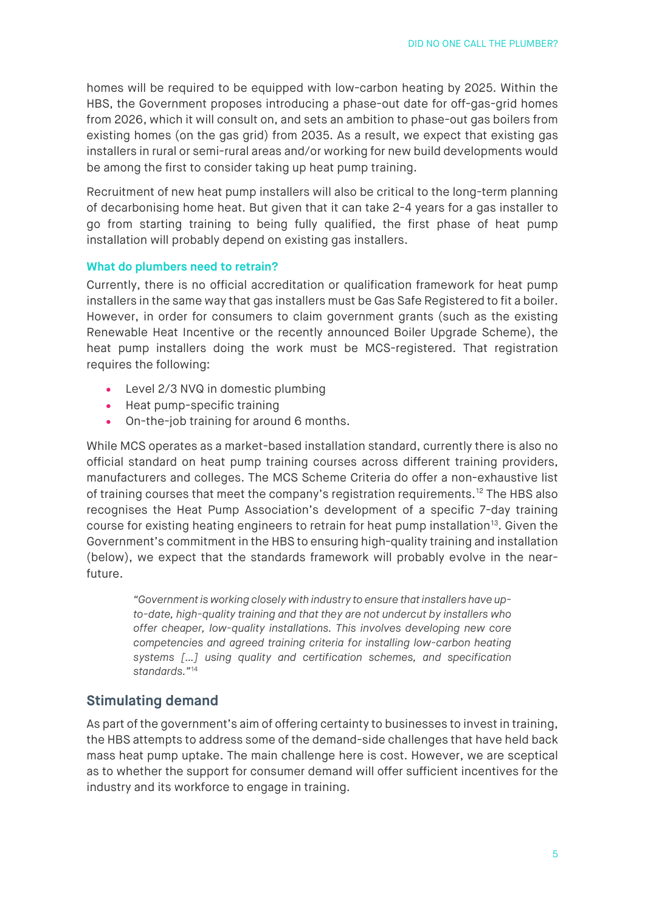homes will be required to be equipped with low-carbon heating by 2025. Within the HBS, the Government proposes introducing a phase-out date for off-gas-grid homes from 2026, which it will consult on, and sets an ambition to phase-out gas boilers from existing homes (on the gas grid) from 2035. As a result, we expect that existing gas installers in rural or semi-rural areas and/or working for new build developments would be among the first to consider taking up heat pump training.

Recruitment of new heat pump installers will also be critical to the long-term planning of decarbonising home heat. But given that it can take 2-4 years for a gas installer to go from starting training to being fully qualified, the first phase of heat pump installation will probably depend on existing gas installers.

### What do plumbers need to retrain?

Currently, there is no official accreditation or qualification framework for heat pump installers in the same way that gas installers must be Gas Safe Registered to fit a boiler. However, in order for consumers to claim government grants (such as the existing Renewable Heat Incentive or the recently announced Boiler Upgrade Scheme), the heat pump installers doing the work must be MCS-registered. That registration requires the following:

- Level 2/3 NVQ in domestic plumbing
- Heat pump-specific training
- On-the-job training for around 6 months.

While MCS operates as a market-based installation standard, currently there is also no official standard on heat pump training courses across different training providers, manufacturers and colleges. The MCS Scheme Criteria do offer a non-exhaustive list of training courses that meet the company's registration requirements.[12] The HBS also recognises the Heat Pump Association's development of a specific 7-day training course for existing heating engineers to retrain for heat pump installation[13]. Given the Government's commitment in the HBS to ensuring high-quality training and installation (below), we expect that the standards framework will probably evolve in the near-future.

> *"Government is working closely with industry to ensure that installers have up-to-date, high-quality training and that they are not undercut by installers who offer cheaper, low-quality installations. This involves developing new core competencies and agreed training criteria for installing low-carbon heating systems […] using quality and certification schemes, and specification standards."*[14]

## Stimulating demand

As part of the government's aim of offering certainty to businesses to invest in training, the HBS attempts to address some of the demand-side challenges that have held back mass heat pump uptake. The main challenge here is cost. However, we are sceptical as to whether the support for consumer demand will offer sufficient incentives for the industry and its workforce to engage in training.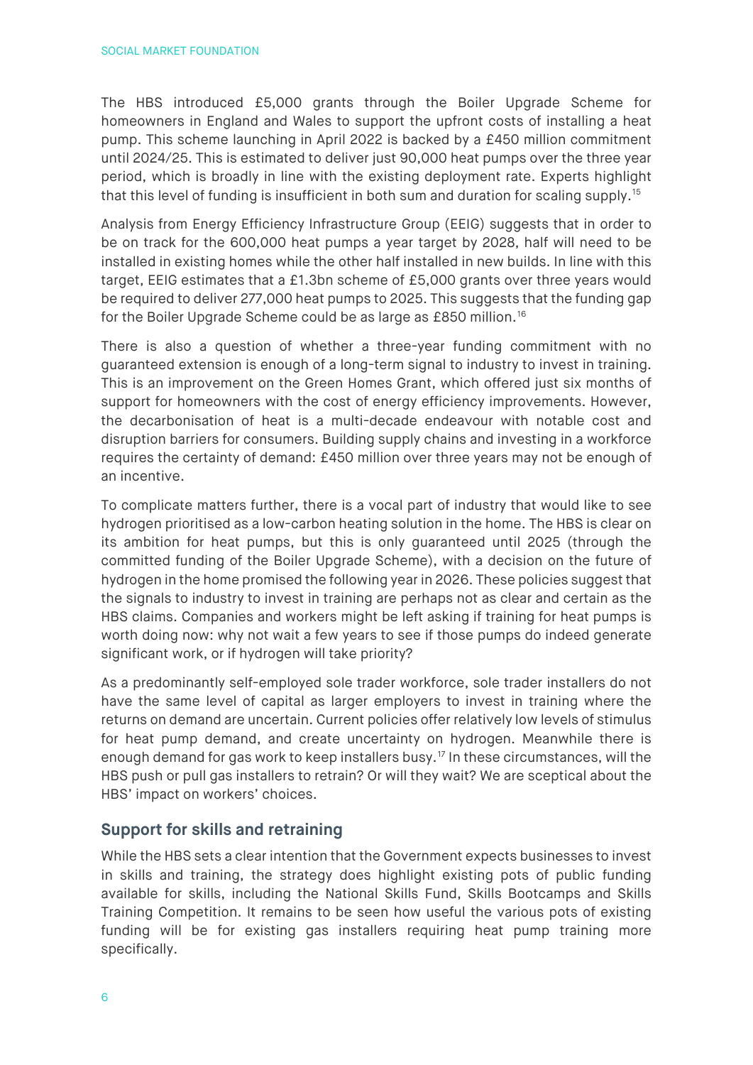The HBS introduced £5,000 grants through the Boiler Upgrade Scheme for homeowners in England and Wales to support the upfront costs of installing a heat pump. This scheme launching in April 2022 is backed by a £450 million commitment until 2024/25. This is estimated to deliver just 90,000 heat pumps over the three year period, which is broadly in line with the existing deployment rate. Experts highlight that this level of funding is insufficient in both sum and duration for scaling supply.[15]

Analysis from Energy Efficiency Infrastructure Group (EEIG) suggests that in order to be on track for the 600,000 heat pumps a year target by 2028, half will need to be installed in existing homes while the other half installed in new builds. In line with this target, EEIG estimates that a £1.3bn scheme of £5,000 grants over three years would be required to deliver 277,000 heat pumps to 2025. This suggests that the funding gap for the Boiler Upgrade Scheme could be as large as £850 million.[16]

There is also a question of whether a three-year funding commitment with no guaranteed extension is enough of a long-term signal to industry to invest in training. This is an improvement on the Green Homes Grant, which offered just six months of support for homeowners with the cost of energy efficiency improvements. However, the decarbonisation of heat is a multi-decade endeavour with notable cost and disruption barriers for consumers. Building supply chains and investing in a workforce requires the certainty of demand: £450 million over three years may not be enough of an incentive.

To complicate matters further, there is a vocal part of industry that would like to see hydrogen prioritised as a low-carbon heating solution in the home. The HBS is clear on its ambition for heat pumps, but this is only guaranteed until 2025 (through the committed funding of the Boiler Upgrade Scheme), with a decision on the future of hydrogen in the home promised the following year in 2026. These policies suggest that the signals to industry to invest in training are perhaps not as clear and certain as the HBS claims. Companies and workers might be left asking if training for heat pumps is worth doing now: why not wait a few years to see if those pumps do indeed generate significant work, or if hydrogen will take priority?

As a predominantly self-employed sole trader workforce, sole trader installers do not have the same level of capital as larger employers to invest in training where the returns on demand are uncertain. Current policies offer relatively low levels of stimulus for heat pump demand, and create uncertainty on hydrogen. Meanwhile there is enough demand for gas work to keep installers busy.[17] In these circumstances, will the HBS push or pull gas installers to retrain? Or will they wait? We are sceptical about the HBS' impact on workers' choices.

## Support for skills and retraining

While the HBS sets a clear intention that the Government expects businesses to invest in skills and training, the strategy does highlight existing pots of public funding available for skills, including the National Skills Fund, Skills Bootcamps and Skills Training Competition. It remains to be seen how useful the various pots of existing funding will be for existing gas installers requiring heat pump training more specifically.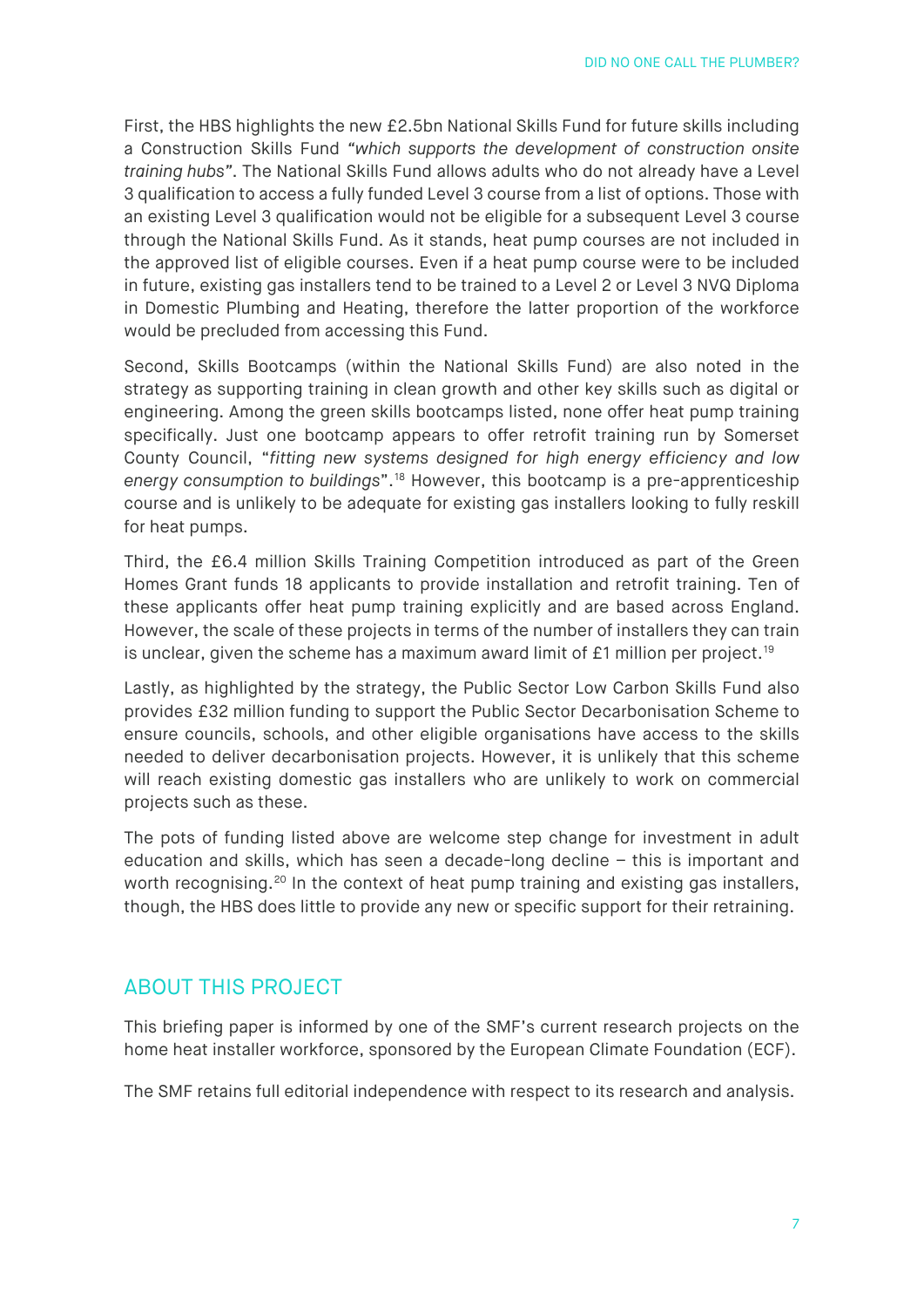First, the HBS highlights the new £2.5bn National Skills Fund for future skills including a Construction Skills Fund *"which supports the development of construction onsite training hubs"*. The National Skills Fund allows adults who do not already have a Level 3 qualification to access a fully funded Level 3 course from a list of options. Those with an existing Level 3 qualification would not be eligible for a subsequent Level 3 course through the National Skills Fund. As it stands, heat pump courses are not included in the approved list of eligible courses. Even if a heat pump course were to be included in future, existing gas installers tend to be trained to a Level 2 or Level 3 NVQ Diploma in Domestic Plumbing and Heating, therefore the latter proportion of the workforce would be precluded from accessing this Fund.

Second, Skills Bootcamps (within the National Skills Fund) are also noted in the strategy as supporting training in clean growth and other key skills such as digital or engineering. Among the green skills bootcamps listed, none offer heat pump training specifically. Just one bootcamp appears to offer retrofit training run by Somerset County Council, "*fitting new systems designed for high energy efficiency and low energy consumption to buildings*".[18] However, this bootcamp is a pre-apprenticeship course and is unlikely to be adequate for existing gas installers looking to fully reskill for heat pumps.

Third, the £6.4 million Skills Training Competition introduced as part of the Green Homes Grant funds 18 applicants to provide installation and retrofit training. Ten of these applicants offer heat pump training explicitly and are based across England. However, the scale of these projects in terms of the number of installers they can train is unclear, given the scheme has a maximum award limit of £1 million per project.[19]

Lastly, as highlighted by the strategy, the Public Sector Low Carbon Skills Fund also provides £32 million funding to support the Public Sector Decarbonisation Scheme to ensure councils, schools, and other eligible organisations have access to the skills needed to deliver decarbonisation projects. However, it is unlikely that this scheme will reach existing domestic gas installers who are unlikely to work on commercial projects such as these.

The pots of funding listed above are welcome step change for investment in adult education and skills, which has seen a decade-long decline – this is important and worth recognising.[20] In the context of heat pump training and existing gas installers, though, the HBS does little to provide any new or specific support for their retraining.

## ABOUT THIS PROJECT

This briefing paper is informed by one of the SMF's current research projects on the home heat installer workforce, sponsored by the European Climate Foundation (ECF).

The SMF retains full editorial independence with respect to its research and analysis.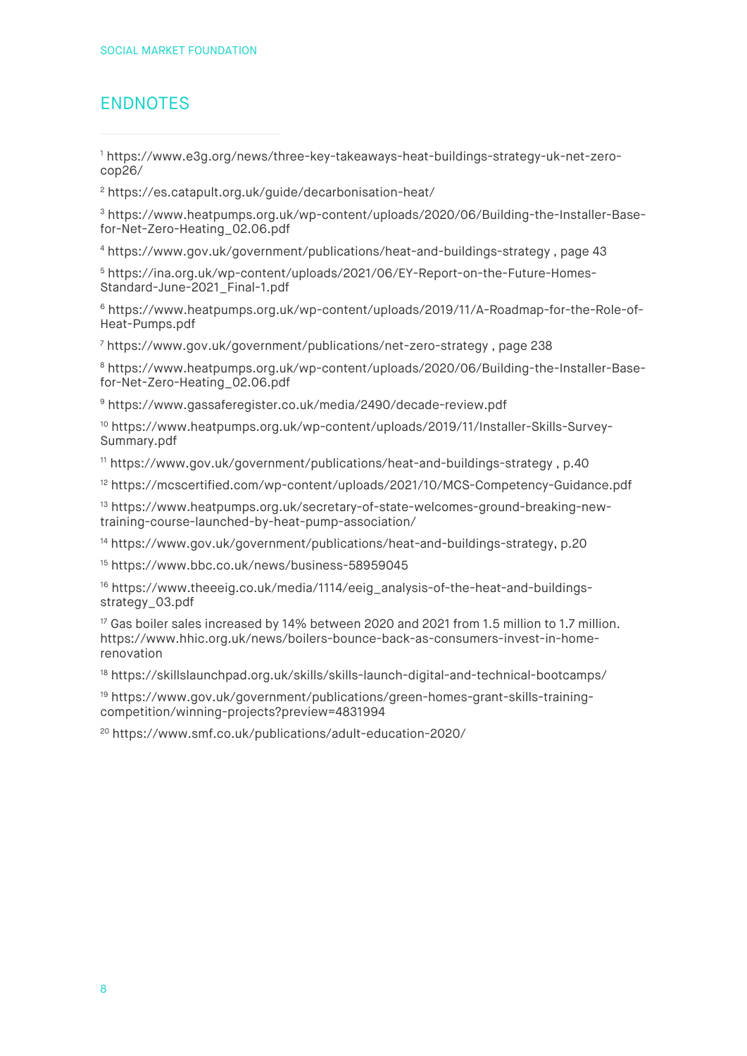## ENDNOTES

[1] https://www.e3g.org/news/three-key-takeaways-heat-buildings-strategy-uk-net-zero-cop26/

[2] https://es.catapult.org.uk/guide/decarbonisation-heat/

[3] https://www.heatpumps.org.uk/wp-content/uploads/2020/06/Building-the-Installer-Base-for-Net-Zero-Heating_02.06.pdf

[4] https://www.gov.uk/government/publications/heat-and-buildings-strategy , page 43

[5] https://ina.org.uk/wp-content/uploads/2021/06/EY-Report-on-the-Future-Homes-Standard-June-2021_Final-1.pdf

[6] https://www.heatpumps.org.uk/wp-content/uploads/2019/11/A-Roadmap-for-the-Role-of-Heat-Pumps.pdf

[7] https://www.gov.uk/government/publications/net-zero-strategy , page 238

[8] https://www.heatpumps.org.uk/wp-content/uploads/2020/06/Building-the-Installer-Base-for-Net-Zero-Heating_02.06.pdf

[9] https://www.gassaferegister.co.uk/media/2490/decade-review.pdf

[10] https://www.heatpumps.org.uk/wp-content/uploads/2019/11/Installer-Skills-Survey-Summary.pdf

[11] https://www.gov.uk/government/publications/heat-and-buildings-strategy , p.40

[12] https://mcscertified.com/wp-content/uploads/2021/10/MCS-Competency-Guidance.pdf

[13] https://www.heatpumps.org.uk/secretary-of-state-welcomes-ground-breaking-new-training-course-launched-by-heat-pump-association/

[14] https://www.gov.uk/government/publications/heat-and-buildings-strategy, p.20

[15] https://www.bbc.co.uk/news/business-58959045

[16] https://www.theeeig.co.uk/media/1114/eeig_analysis-of-the-heat-and-buildings-strategy_03.pdf

[17] Gas boiler sales increased by 14% between 2020 and 2021 from 1.5 million to 1.7 million. https://www.hhic.org.uk/news/boilers-bounce-back-as-consumers-invest-in-home-renovation

[18] https://skillslaunchpad.org.uk/skills/skills-launch-digital-and-technical-bootcamps/

[19] https://www.gov.uk/government/publications/green-homes-grant-skills-training-competition/winning-projects?preview=4831994

[20] https://www.smf.co.uk/publications/adult-education-2020/